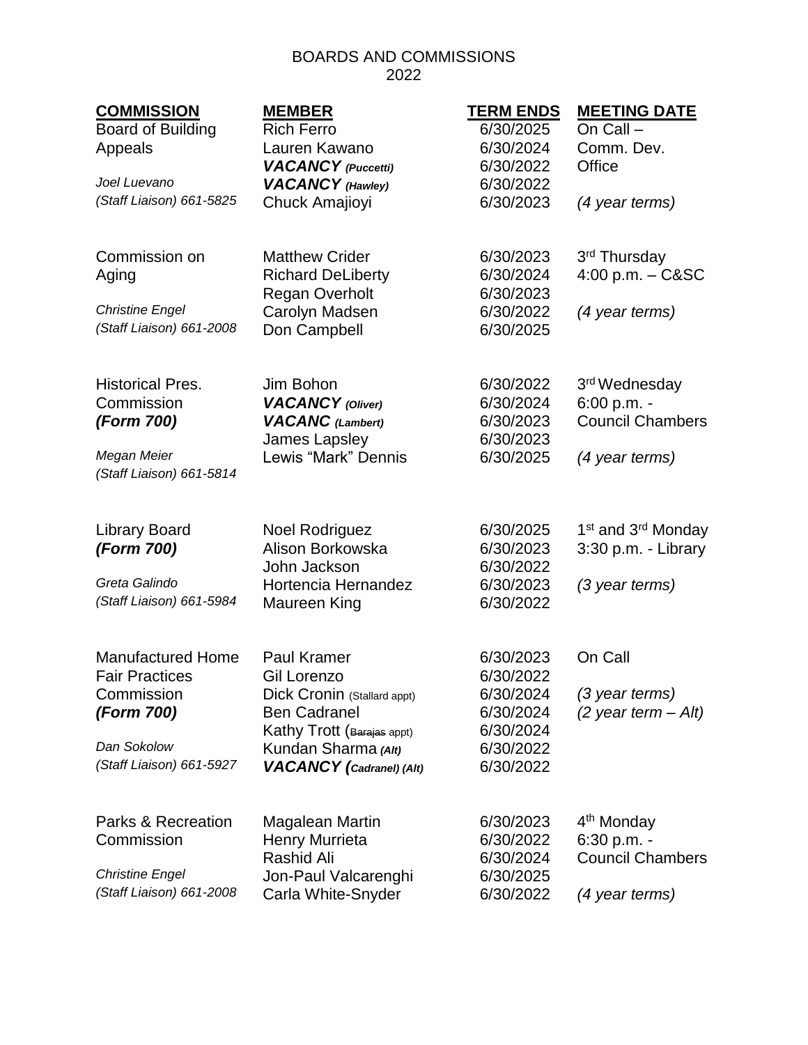# BOARDS AND COMMISSIONS
## 2022

| COMMISSION | MEMBER | TERM ENDS | MEETING DATE |
|---|---|---|---|
| Board of Building Appeals | Rich Ferro | 6/30/2025 | On Call – Comm. Dev. Office |
| | Lauren Kawano | 6/30/2024 | |
| *Joel Luevano* | ***VACANCY*** ***(Puccetti)*** | 6/30/2022 | |
| *(Staff Liaison) 661-5825* | ***VACANCY*** ***(Hawley)*** | 6/30/2022 | |
| | Chuck Amajioyi | 6/30/2023 | *(4 year terms)* |
| Commission on Aging | Matthew Crider | 6/30/2023 | 3rd Thursday |
| | Richard DeLiberty | 6/30/2024 | 4:00 p.m. – C&SC |
| *Christine Engel* | Regan Overholt | 6/30/2023 | |
| *(Staff Liaison) 661-2008* | Carolyn Madsen | 6/30/2022 | *(4 year terms)* |
| | Don Campbell | 6/30/2025 | |
| Historical Pres. Commission | Jim Bohon | 6/30/2022 | 3rd Wednesday |
| ***(Form 700)*** | ***VACANCY*** ***(Oliver)*** | 6/30/2024 | 6:00 p.m. - Council Chambers |
| *Megan Meier* | ***VACANC*** ***(Lambert)*** | 6/30/2023 | |
| *(Staff Liaison) 661-5814* | James Lapsley | 6/30/2023 | |
| | Lewis "Mark" Dennis | 6/30/2025 | *(4 year terms)* |
| Library Board | Noel Rodriguez | 6/30/2025 | 1st and 3rd Monday |
| ***(Form 700)*** | Alison Borkowska | 6/30/2023 | 3:30 p.m. - Library |
| *Greta Galindo* | John Jackson | 6/30/2022 | |
| *(Staff Liaison) 661-5984* | Hortencia Hernandez | 6/30/2023 | *(3 year terms)* |
| | Maureen King | 6/30/2022 | |
| Manufactured Home Fair Practices Commission | Paul Kramer | 6/30/2023 | On Call |
| ***(Form 700)*** | Gil Lorenzo | 6/30/2022 | |
| | Dick Cronin (Stallard appt) | 6/30/2024 | *(3 year terms)* |
| *Dan Sokolow* | Ben Cadranel | 6/30/2024 | *(2 year term – Alt)* |
| *(Staff Liaison) 661-5927* | Kathy Trott (~~Barajas~~ appt) | 6/30/2024 | |
| | Kundan Sharma ***(Alt)*** | 6/30/2022 | |
| | ***VACANCY (Cadranel) (Alt)*** | 6/30/2022 | |
| Parks & Recreation Commission | Magalean Martin | 6/30/2023 | 4th Monday |
| | Henry Murrieta | 6/30/2022 | 6:30 p.m. - Council Chambers |
| *Christine Engel* | Rashid Ali | 6/30/2024 | |
| *(Staff Liaison) 661-2008* | Jon-Paul Valcarenghi | 6/30/2025 | |
| | Carla White-Snyder | 6/30/2022 | *(4 year terms)* |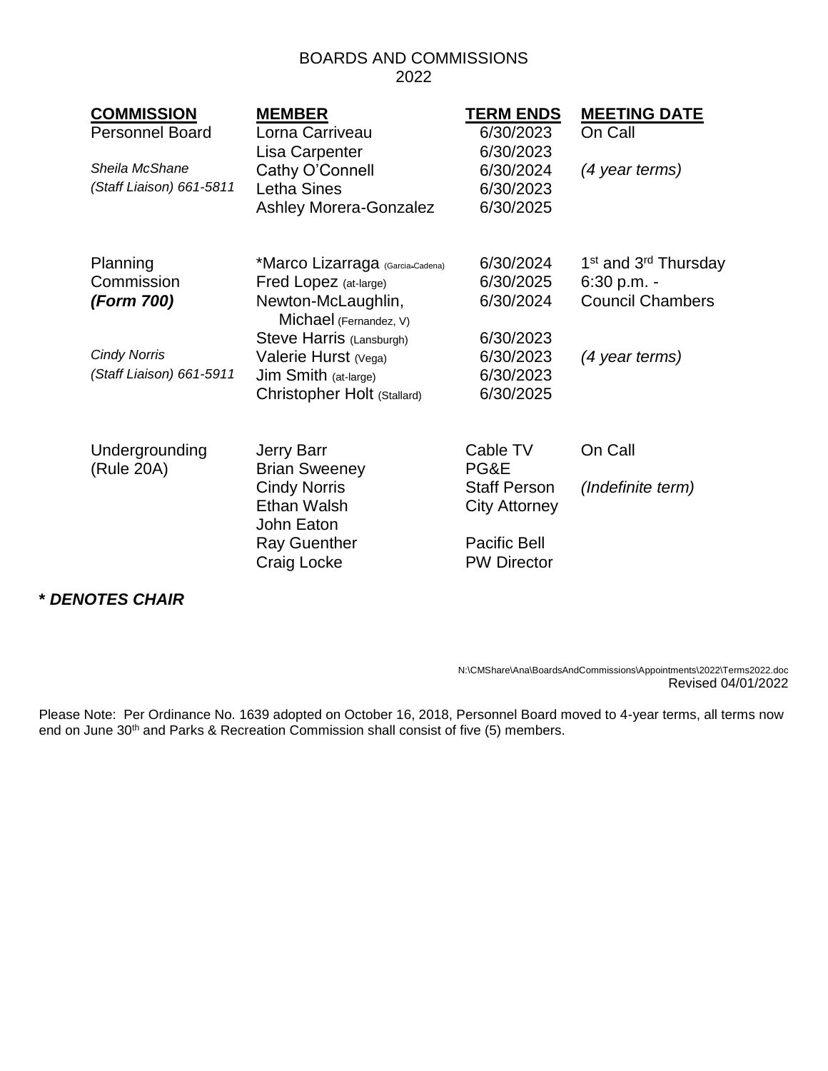BOARDS AND COMMISSIONS
2022

| **COMMISSION** | **MEMBER** | **TERM ENDS** | **MEETING DATE** |
|---|---|---|---|
| Personnel Board | Lorna Carriveau | 6/30/2023 | On Call |
| | Lisa Carpenter | 6/30/2023 | |
| *Sheila McShane* | Cathy O'Connell | 6/30/2024 | *(4 year terms)* |
| *(Staff Liaison) 661-5811* | Letha Sines | 6/30/2023 | |
| | Ashley Morera-Gonzalez | 6/30/2025 | |
| Planning Commission | *Marco Lizarraga (Garcia-Cadena) | 6/30/2024 | 1st and 3rd Thursday |
| ***(Form 700)*** | Fred Lopez (at-large) | 6/30/2025 | 6:30 p.m. - |
| | Newton-McLaughlin, Michael (Fernandez, V) | 6/30/2024 | Council Chambers |
| | Steve Harris (Lansburgh) | 6/30/2023 | |
| *Cindy Norris* | Valerie Hurst (Vega) | 6/30/2023 | *(4 year terms)* |
| *(Staff Liaison) 661-5911* | Jim Smith (at-large) | 6/30/2023 | |
| | Christopher Holt (Stallard) | 6/30/2025 | |
| Undergrounding | Jerry Barr | Cable TV | On Call |
| (Rule 20A) | Brian Sweeney | PG&E | |
| | Cindy Norris | Staff Person | *(Indefinite term)* |
| | Ethan Walsh | City Attorney | |
| | John Eaton | | |
| | Ray Guenther | Pacific Bell | |
| | Craig Locke | PW Director | |

***** ***DENOTES CHAIR***

N:\CMShare\Ana\BoardsAndCommissions\Appointments\2022\Terms2022.doc
Revised 04/01/2022

Please Note: Per Ordinance No. 1639 adopted on October 16, 2018, Personnel Board moved to 4-year terms, all terms now end on June 30th and Parks & Recreation Commission shall consist of five (5) members.